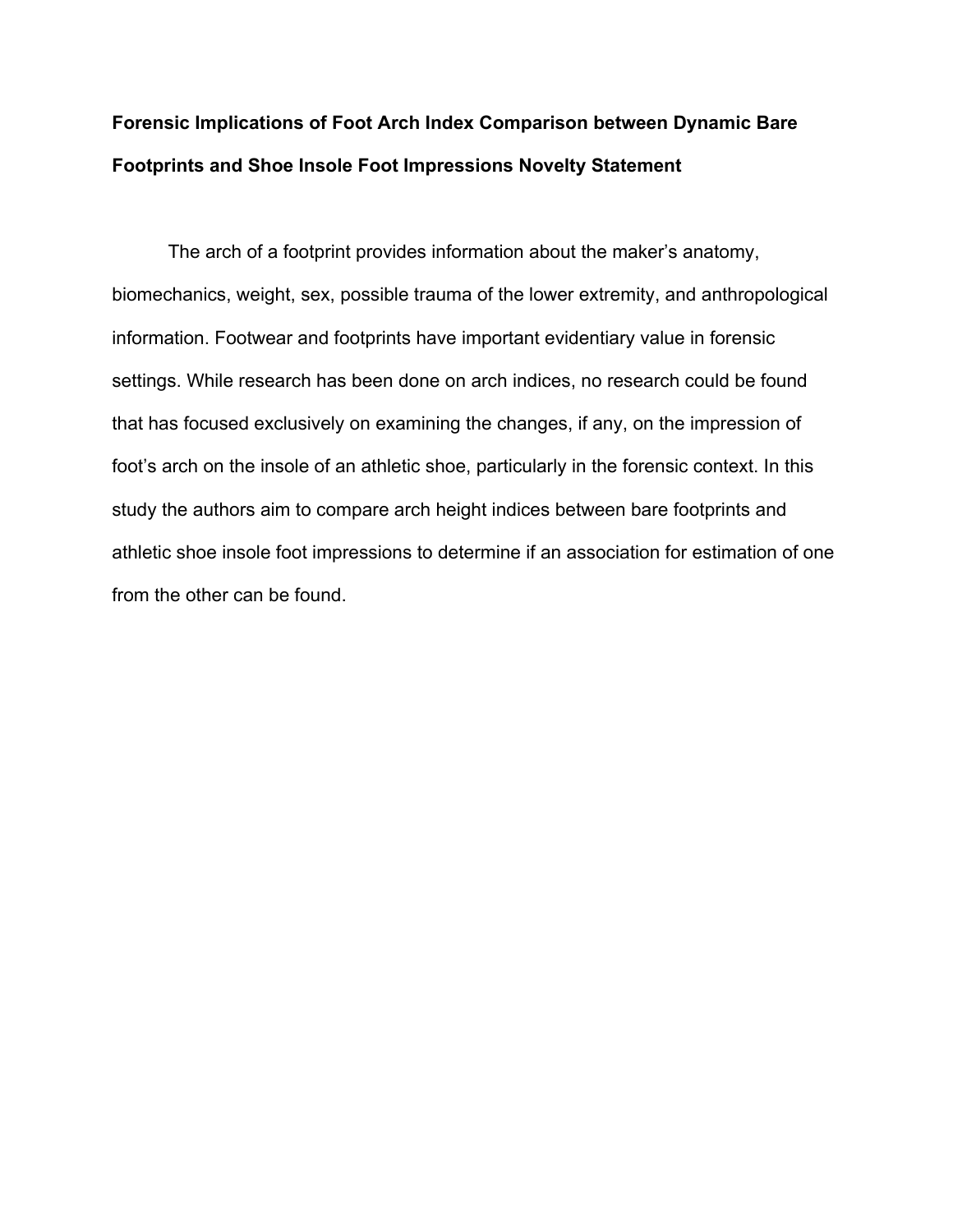# Forensic Implications of Foot Arch Index Comparison between Dynamic Bare Footprints and Shoe Insole Foot Impressions Novelty Statement

The arch of a footprint provides information about the maker's anatomy, biomechanics, weight, sex, possible trauma of the lower extremity, and anthropological information. Footwear and footprints have important evidentiary value in forensic settings. While research has been done on arch indices, no research could be found that has focused exclusively on examining the changes, if any, on the impression of foot's arch on the insole of an athletic shoe, particularly in the forensic context. In this study the authors aim to compare arch height indices between bare footprints and athletic shoe insole foot impressions to determine if an association for estimation of one from the other can be found.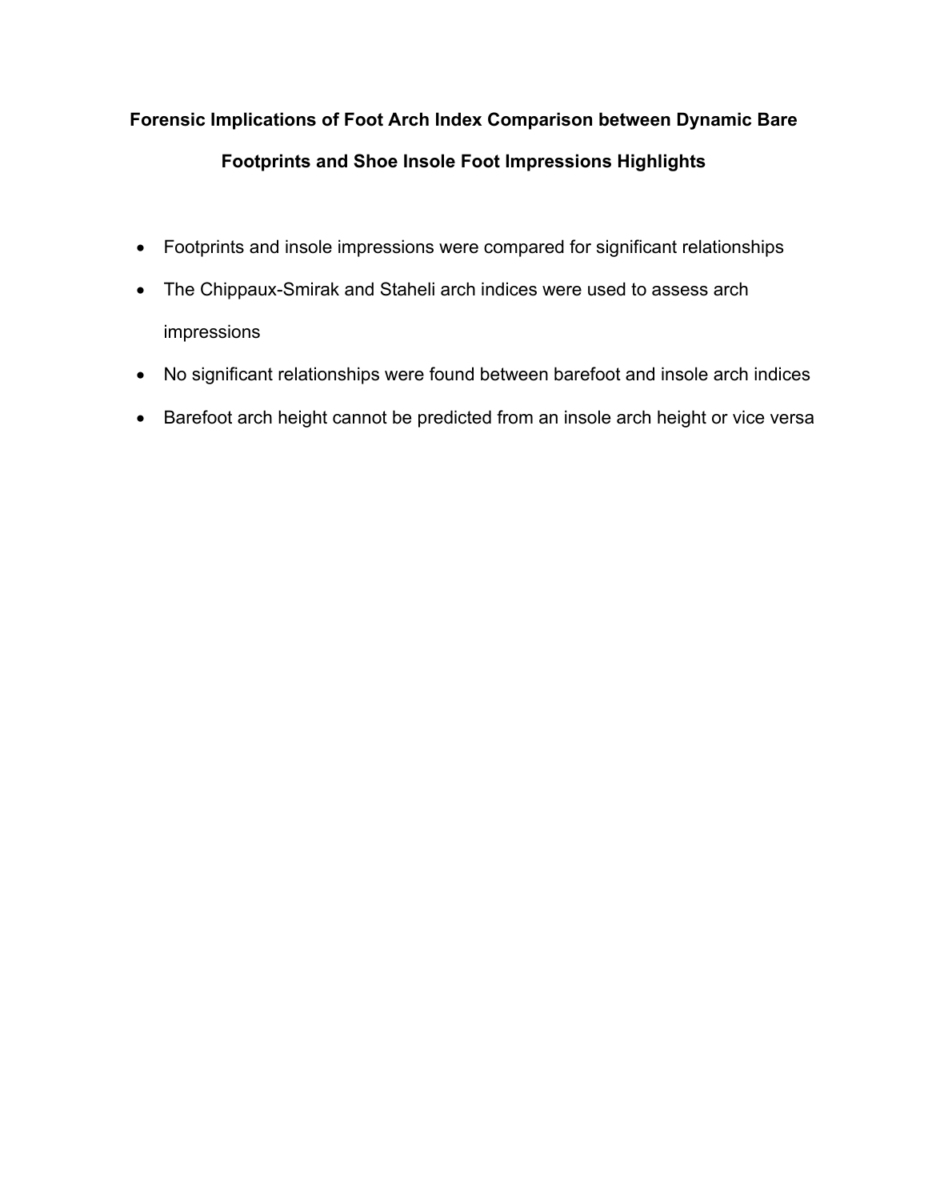# Forensic Implications of Foot Arch Index Comparison between Dynamic Bare Footprints and Shoe Insole Foot Impressions Highlights

- Footprints and insole impressions were compared for significant relationships
- The Chippaux-Smirak and Staheli arch indices were used to assess arch impressions
- No significant relationships were found between barefoot and insole arch indices
- Barefoot arch height cannot be predicted from an insole arch height or vice versa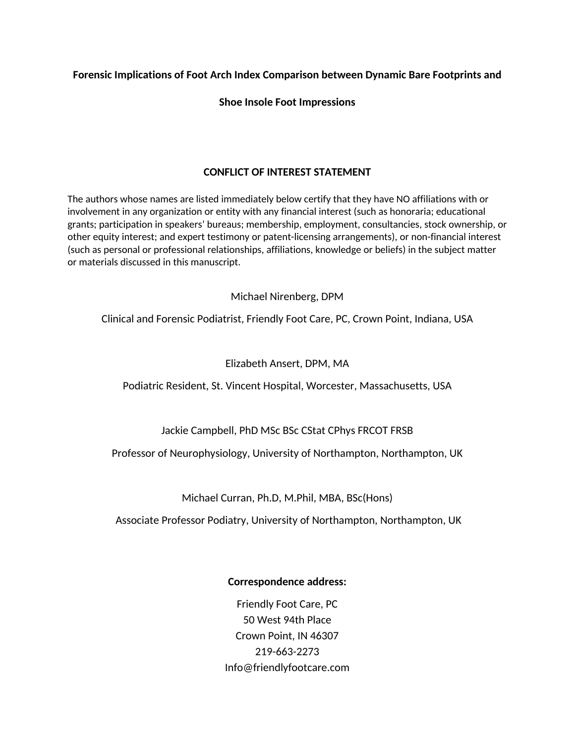**Forensic Implications of Foot Arch Index Comparison between Dynamic Bare Footprints and Shoe Insole Foot Impressions**

## CONFLICT OF INTEREST STATEMENT

The authors whose names are listed immediately below certify that they have NO affiliations with or involvement in any organization or entity with any financial interest (such as honoraria; educational grants; participation in speakers' bureaus; membership, employment, consultancies, stock ownership, or other equity interest; and expert testimony or patent-licensing arrangements), or non-financial interest (such as personal or professional relationships, affiliations, knowledge or beliefs) in the subject matter or materials discussed in this manuscript.

Michael Nirenberg, DPM

Clinical and Forensic Podiatrist, Friendly Foot Care, PC, Crown Point, Indiana, USA

Elizabeth Ansert, DPM, MA

Podiatric Resident, St. Vincent Hospital, Worcester, Massachusetts, USA

Jackie Campbell, PhD MSc BSc CStat CPhys FRCOT FRSB

Professor of Neurophysiology, University of Northampton, Northampton, UK

Michael Curran, Ph.D, M.Phil, MBA, BSc(Hons)

Associate Professor Podiatry, University of Northampton, Northampton, UK

**Correspondence address:**

Friendly Foot Care, PC
50 West 94th Place
Crown Point, IN 46307
219-663-2273
Info@friendlyfootcare.com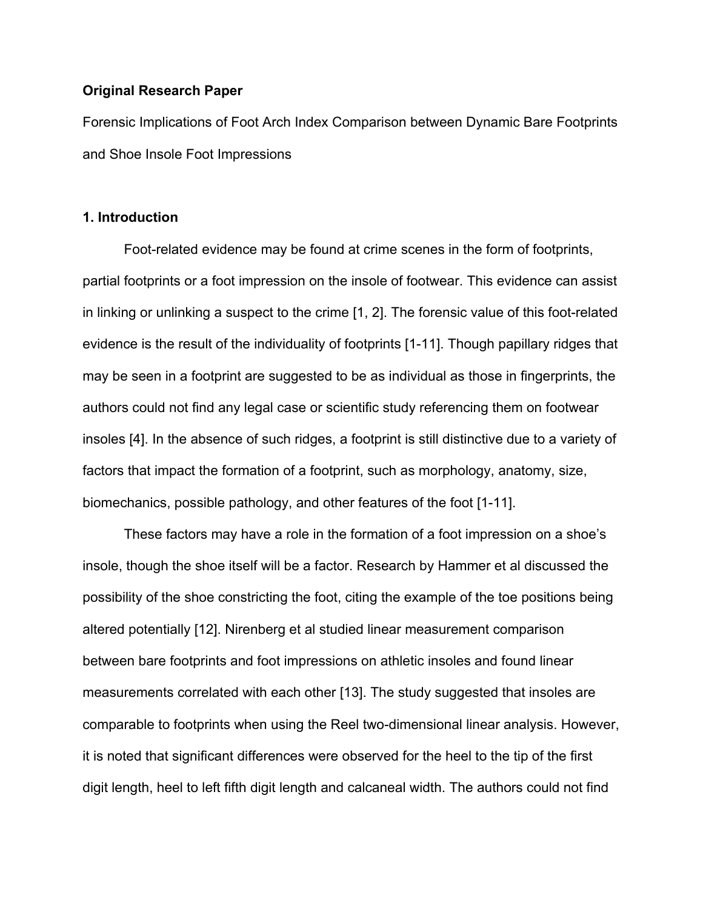**Original Research Paper**

Forensic Implications of Foot Arch Index Comparison between Dynamic Bare Footprints and Shoe Insole Foot Impressions

## 1. Introduction

Foot-related evidence may be found at crime scenes in the form of footprints, partial footprints or a foot impression on the insole of footwear. This evidence can assist in linking or unlinking a suspect to the crime [1, 2]. The forensic value of this foot-related evidence is the result of the individuality of footprints [1-11]. Though papillary ridges that may be seen in a footprint are suggested to be as individual as those in fingerprints, the authors could not find any legal case or scientific study referencing them on footwear insoles [4]. In the absence of such ridges, a footprint is still distinctive due to a variety of factors that impact the formation of a footprint, such as morphology, anatomy, size, biomechanics, possible pathology, and other features of the foot [1-11].

These factors may have a role in the formation of a foot impression on a shoe's insole, though the shoe itself will be a factor. Research by Hammer et al discussed the possibility of the shoe constricting the foot, citing the example of the toe positions being altered potentially [12]. Nirenberg et al studied linear measurement comparison between bare footprints and foot impressions on athletic insoles and found linear measurements correlated with each other [13]. The study suggested that insoles are comparable to footprints when using the Reel two-dimensional linear analysis. However, it is noted that significant differences were observed for the heel to the tip of the first digit length, heel to left fifth digit length and calcaneal width. The authors could not find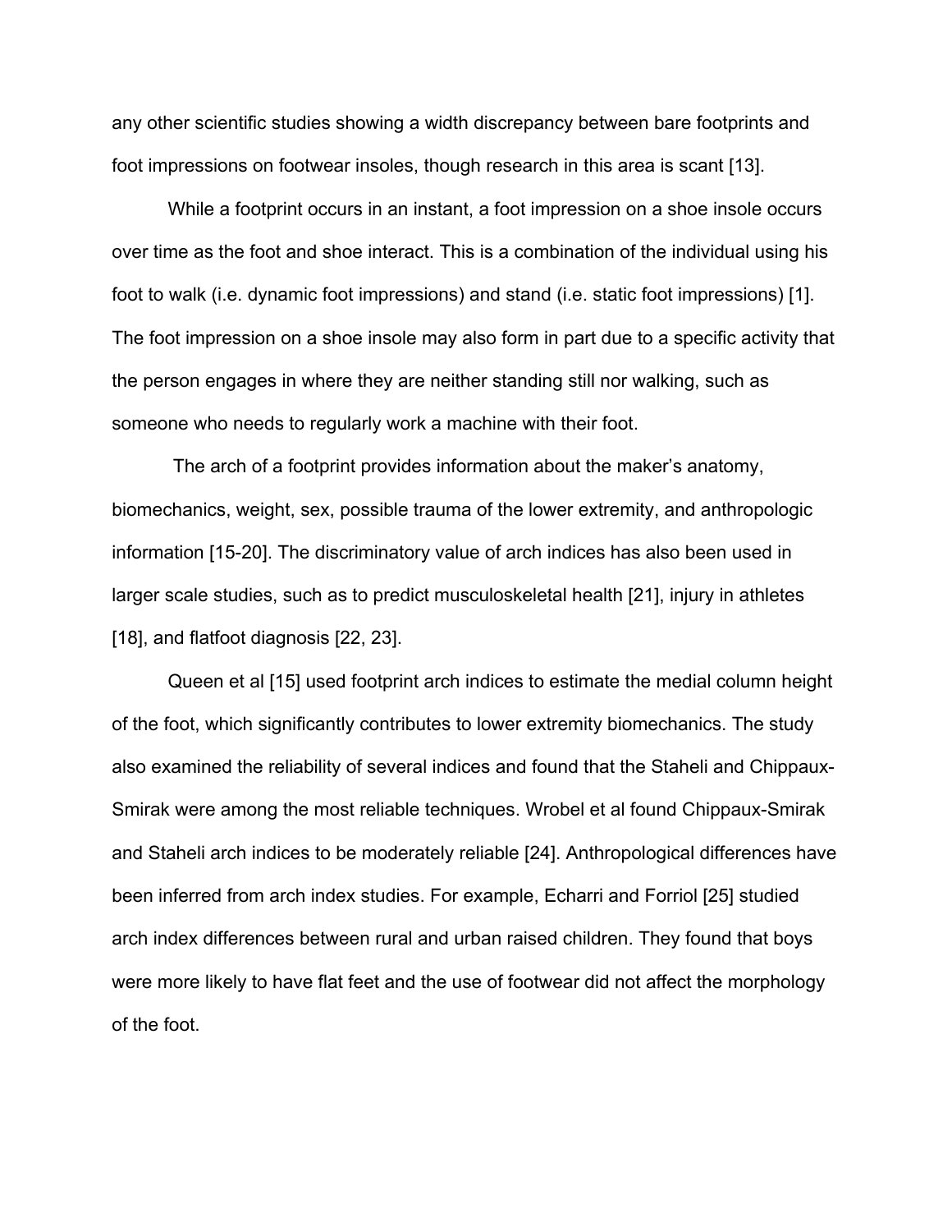any other scientific studies showing a width discrepancy between bare footprints and foot impressions on footwear insoles, though research in this area is scant [13].

While a footprint occurs in an instant, a foot impression on a shoe insole occurs over time as the foot and shoe interact. This is a combination of the individual using his foot to walk (i.e. dynamic foot impressions) and stand (i.e. static foot impressions) [1]. The foot impression on a shoe insole may also form in part due to a specific activity that the person engages in where they are neither standing still nor walking, such as someone who needs to regularly work a machine with their foot.

The arch of a footprint provides information about the maker's anatomy, biomechanics, weight, sex, possible trauma of the lower extremity, and anthropologic information [15-20]. The discriminatory value of arch indices has also been used in larger scale studies, such as to predict musculoskeletal health [21], injury in athletes [18], and flatfoot diagnosis [22, 23].

Queen et al [15] used footprint arch indices to estimate the medial column height of the foot, which significantly contributes to lower extremity biomechanics. The study also examined the reliability of several indices and found that the Staheli and Chippaux-Smirak were among the most reliable techniques. Wrobel et al found Chippaux-Smirak and Staheli arch indices to be moderately reliable [24]. Anthropological differences have been inferred from arch index studies. For example, Echarri and Forriol [25] studied arch index differences between rural and urban raised children. They found that boys were more likely to have flat feet and the use of footwear did not affect the morphology of the foot.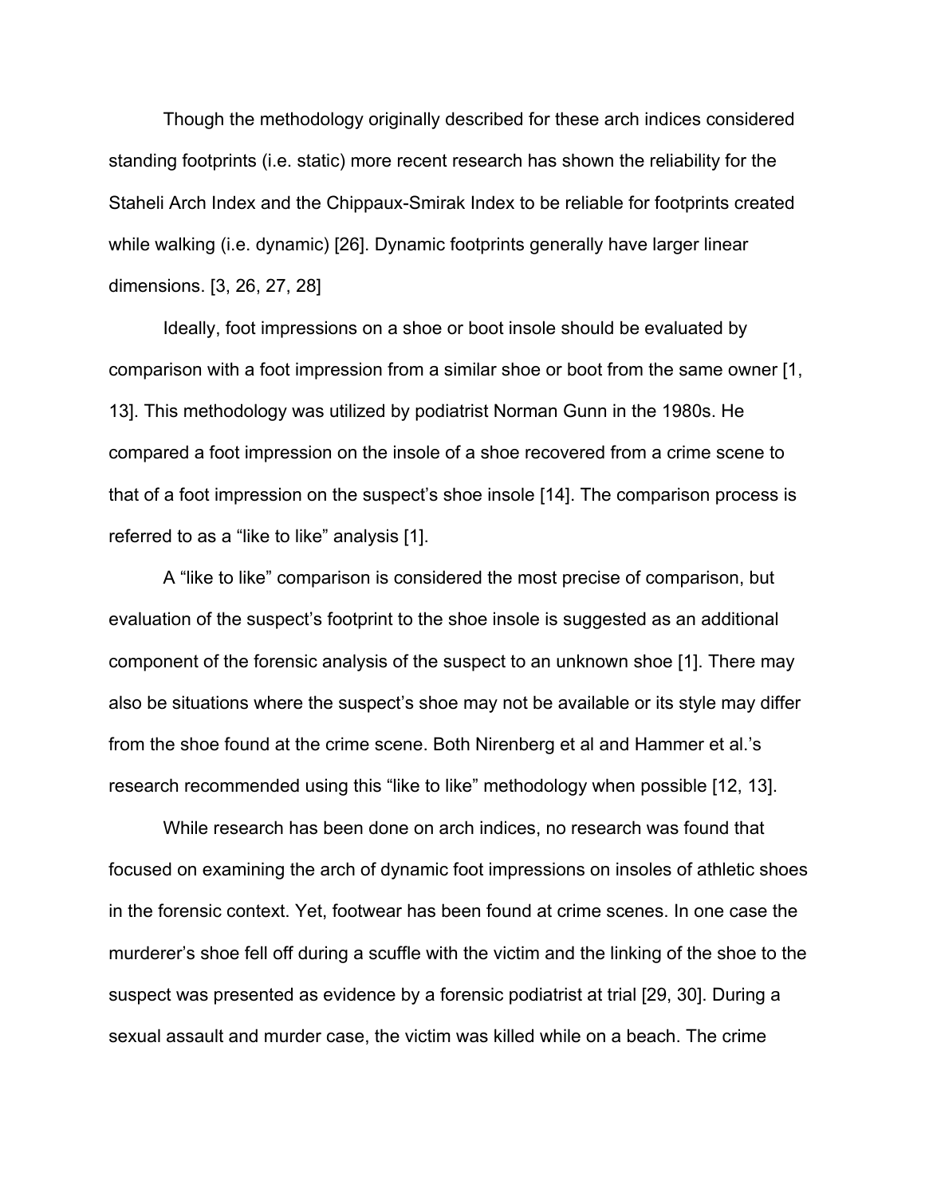Though the methodology originally described for these arch indices considered standing footprints (i.e. static) more recent research has shown the reliability for the Staheli Arch Index and the Chippaux-Smirak Index to be reliable for footprints created while walking (i.e. dynamic) [26]. Dynamic footprints generally have larger linear dimensions. [3, 26, 27, 28]

Ideally, foot impressions on a shoe or boot insole should be evaluated by comparison with a foot impression from a similar shoe or boot from the same owner [1, 13]. This methodology was utilized by podiatrist Norman Gunn in the 1980s. He compared a foot impression on the insole of a shoe recovered from a crime scene to that of a foot impression on the suspect's shoe insole [14]. The comparison process is referred to as a "like to like" analysis [1].

A "like to like" comparison is considered the most precise of comparison, but evaluation of the suspect's footprint to the shoe insole is suggested as an additional component of the forensic analysis of the suspect to an unknown shoe [1]. There may also be situations where the suspect's shoe may not be available or its style may differ from the shoe found at the crime scene. Both Nirenberg et al and Hammer et al.'s research recommended using this "like to like" methodology when possible [12, 13].

While research has been done on arch indices, no research was found that focused on examining the arch of dynamic foot impressions on insoles of athletic shoes in the forensic context. Yet, footwear has been found at crime scenes. In one case the murderer's shoe fell off during a scuffle with the victim and the linking of the shoe to the suspect was presented as evidence by a forensic podiatrist at trial [29, 30]. During a sexual assault and murder case, the victim was killed while on a beach. The crime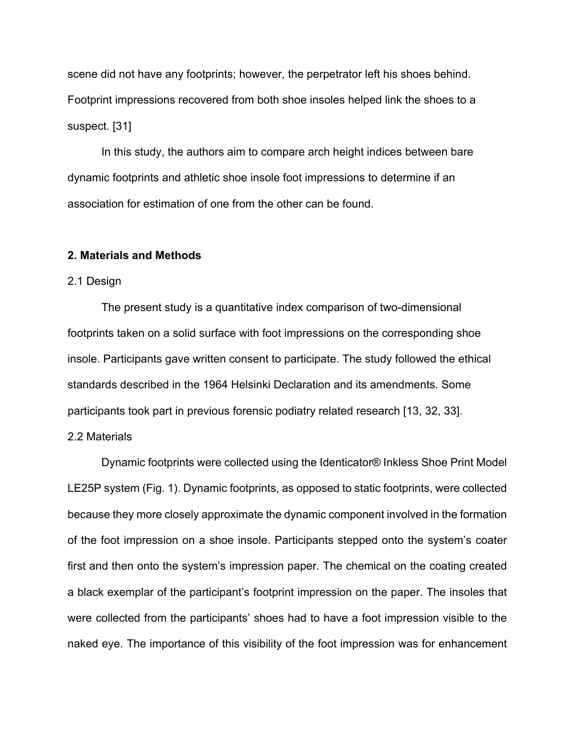scene did not have any footprints; however, the perpetrator left his shoes behind. Footprint impressions recovered from both shoe insoles helped link the shoes to a suspect. [31]

In this study, the authors aim to compare arch height indices between bare dynamic footprints and athletic shoe insole foot impressions to determine if an association for estimation of one from the other can be found.

## 2. Materials and Methods

### 2.1 Design

The present study is a quantitative index comparison of two-dimensional footprints taken on a solid surface with foot impressions on the corresponding shoe insole. Participants gave written consent to participate. The study followed the ethical standards described in the 1964 Helsinki Declaration and its amendments. Some participants took part in previous forensic podiatry related research [13, 32, 33].

### 2.2 Materials

Dynamic footprints were collected using the Identicator® Inkless Shoe Print Model LE25P system (Fig. 1). Dynamic footprints, as opposed to static footprints, were collected because they more closely approximate the dynamic component involved in the formation of the foot impression on a shoe insole. Participants stepped onto the system's coater first and then onto the system's impression paper. The chemical on the coating created a black exemplar of the participant's footprint impression on the paper. The insoles that were collected from the participants' shoes had to have a foot impression visible to the naked eye. The importance of this visibility of the foot impression was for enhancement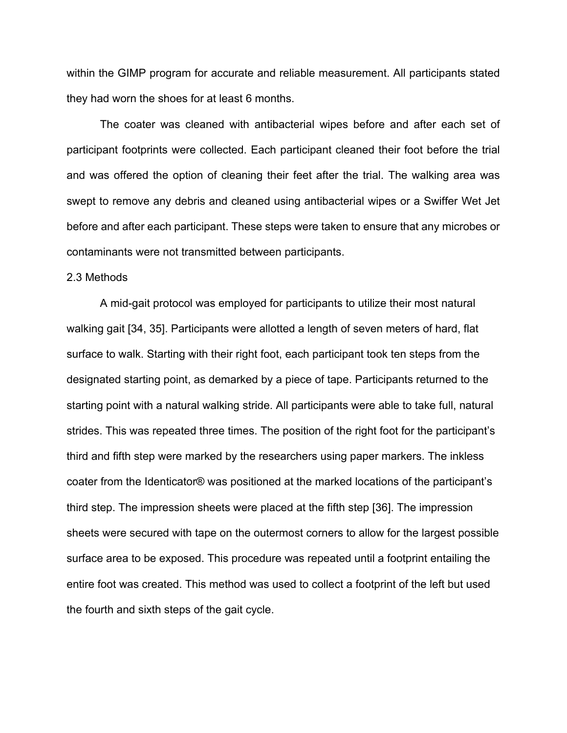within the GIMP program for accurate and reliable measurement. All participants stated they had worn the shoes for at least 6 months.

The coater was cleaned with antibacterial wipes before and after each set of participant footprints were collected. Each participant cleaned their foot before the trial and was offered the option of cleaning their feet after the trial. The walking area was swept to remove any debris and cleaned using antibacterial wipes or a Swiffer Wet Jet before and after each participant. These steps were taken to ensure that any microbes or contaminants were not transmitted between participants.

## 2.3 Methods

A mid-gait protocol was employed for participants to utilize their most natural walking gait [34, 35]. Participants were allotted a length of seven meters of hard, flat surface to walk. Starting with their right foot, each participant took ten steps from the designated starting point, as demarked by a piece of tape. Participants returned to the starting point with a natural walking stride. All participants were able to take full, natural strides. This was repeated three times. The position of the right foot for the participant's third and fifth step were marked by the researchers using paper markers. The inkless coater from the Identicator® was positioned at the marked locations of the participant's third step. The impression sheets were placed at the fifth step [36]. The impression sheets were secured with tape on the outermost corners to allow for the largest possible surface area to be exposed. This procedure was repeated until a footprint entailing the entire foot was created. This method was used to collect a footprint of the left but used the fourth and sixth steps of the gait cycle.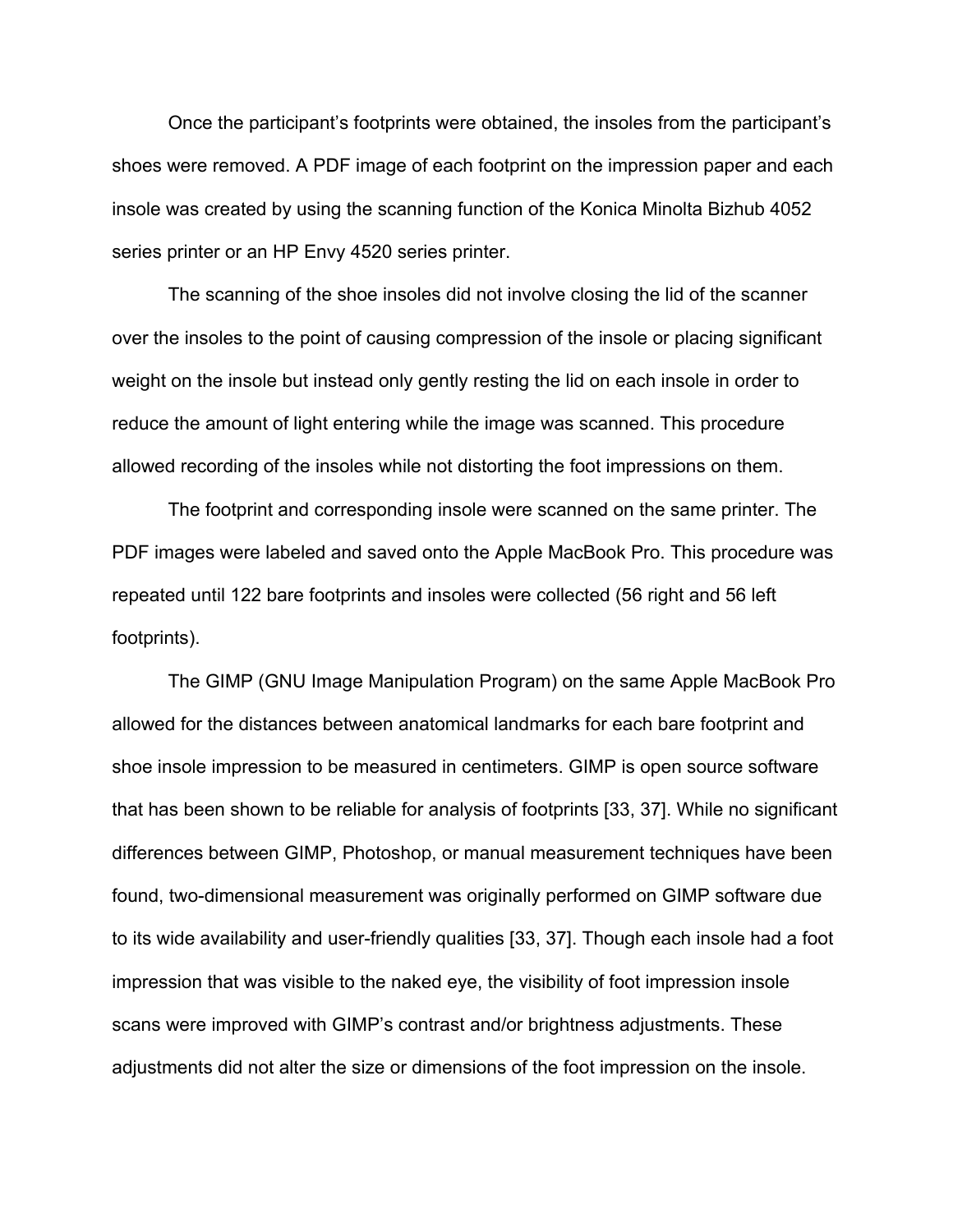Once the participant's footprints were obtained, the insoles from the participant's shoes were removed. A PDF image of each footprint on the impression paper and each insole was created by using the scanning function of the Konica Minolta Bizhub 4052 series printer or an HP Envy 4520 series printer.

The scanning of the shoe insoles did not involve closing the lid of the scanner over the insoles to the point of causing compression of the insole or placing significant weight on the insole but instead only gently resting the lid on each insole in order to reduce the amount of light entering while the image was scanned. This procedure allowed recording of the insoles while not distorting the foot impressions on them.

The footprint and corresponding insole were scanned on the same printer. The PDF images were labeled and saved onto the Apple MacBook Pro. This procedure was repeated until 122 bare footprints and insoles were collected (56 right and 56 left footprints).

The GIMP (GNU Image Manipulation Program) on the same Apple MacBook Pro allowed for the distances between anatomical landmarks for each bare footprint and shoe insole impression to be measured in centimeters. GIMP is open source software that has been shown to be reliable for analysis of footprints [33, 37]. While no significant differences between GIMP, Photoshop, or manual measurement techniques have been found, two-dimensional measurement was originally performed on GIMP software due to its wide availability and user-friendly qualities [33, 37]. Though each insole had a foot impression that was visible to the naked eye, the visibility of foot impression insole scans were improved with GIMP's contrast and/or brightness adjustments. These adjustments did not alter the size or dimensions of the foot impression on the insole.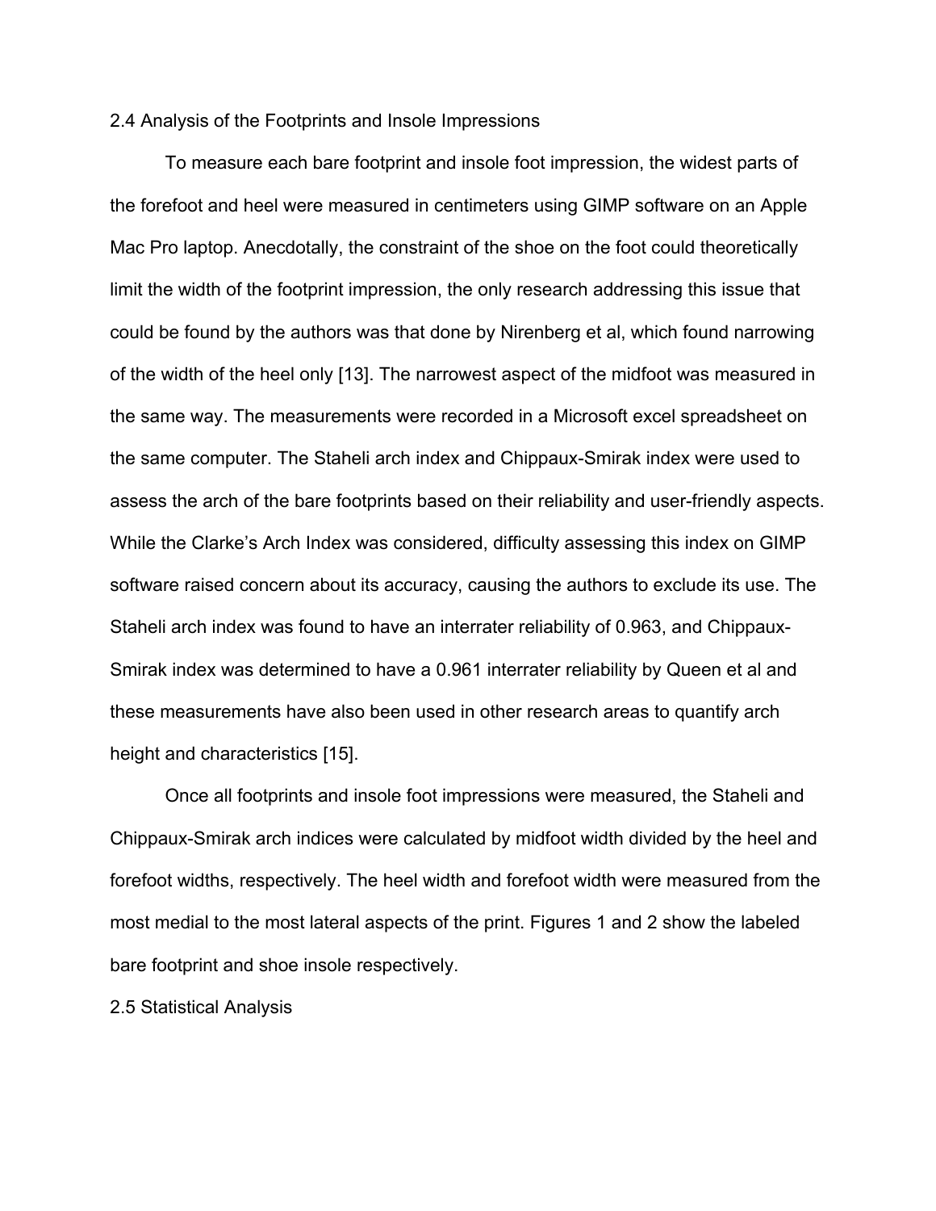## 2.4 Analysis of the Footprints and Insole Impressions

To measure each bare footprint and insole foot impression, the widest parts of the forefoot and heel were measured in centimeters using GIMP software on an Apple Mac Pro laptop. Anecdotally, the constraint of the shoe on the foot could theoretically limit the width of the footprint impression, the only research addressing this issue that could be found by the authors was that done by Nirenberg et al, which found narrowing of the width of the heel only [13]. The narrowest aspect of the midfoot was measured in the same way. The measurements were recorded in a Microsoft excel spreadsheet on the same computer. The Staheli arch index and Chippaux-Smirak index were used to assess the arch of the bare footprints based on their reliability and user-friendly aspects. While the Clarke's Arch Index was considered, difficulty assessing this index on GIMP software raised concern about its accuracy, causing the authors to exclude its use. The Staheli arch index was found to have an interrater reliability of 0.963, and Chippaux-Smirak index was determined to have a 0.961 interrater reliability by Queen et al and these measurements have also been used in other research areas to quantify arch height and characteristics [15].

Once all footprints and insole foot impressions were measured, the Staheli and Chippaux-Smirak arch indices were calculated by midfoot width divided by the heel and forefoot widths, respectively. The heel width and forefoot width were measured from the most medial to the most lateral aspects of the print. Figures 1 and 2 show the labeled bare footprint and shoe insole respectively.

## 2.5 Statistical Analysis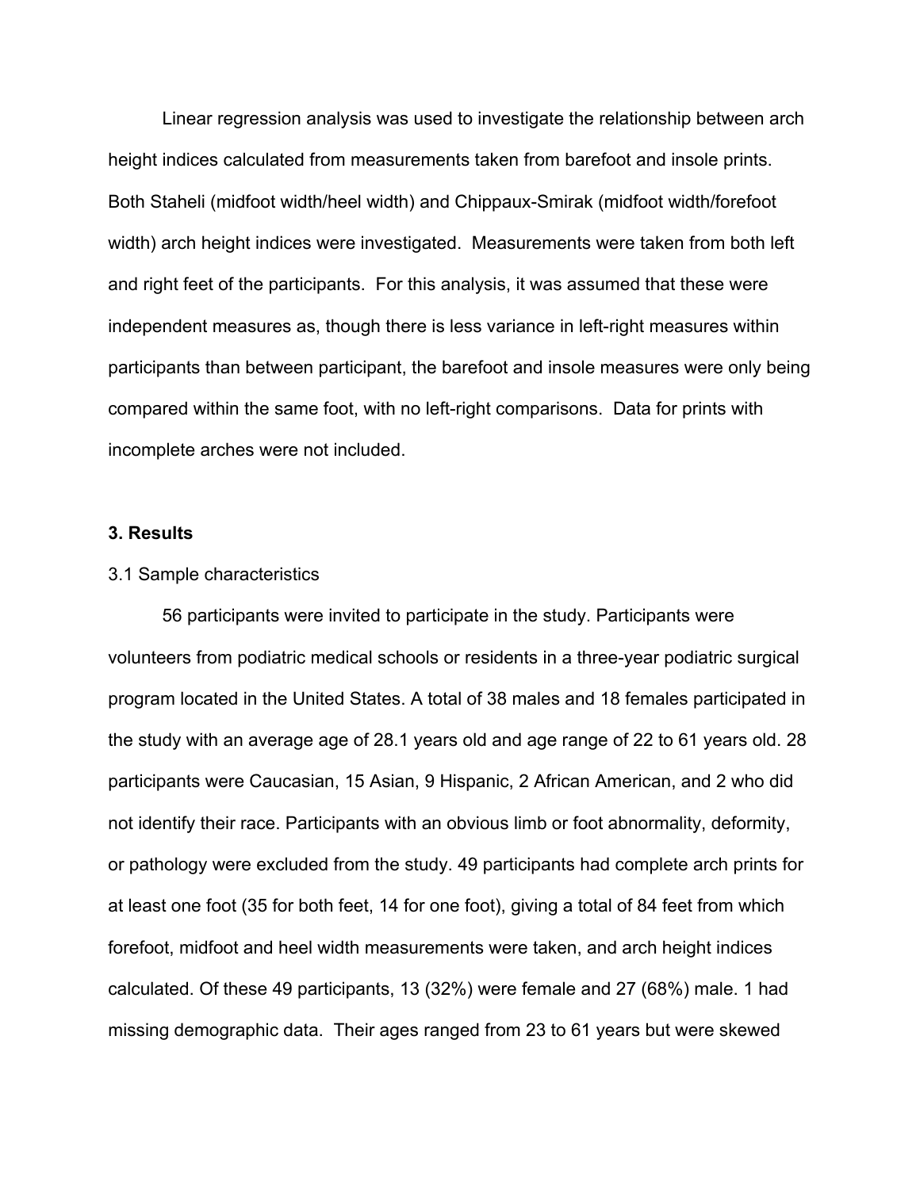Linear regression analysis was used to investigate the relationship between arch height indices calculated from measurements taken from barefoot and insole prints. Both Staheli (midfoot width/heel width) and Chippaux-Smirak (midfoot width/forefoot width) arch height indices were investigated. Measurements were taken from both left and right feet of the participants. For this analysis, it was assumed that these were independent measures as, though there is less variance in left-right measures within participants than between participant, the barefoot and insole measures were only being compared within the same foot, with no left-right comparisons. Data for prints with incomplete arches were not included.

## 3. Results

### 3.1 Sample characteristics

56 participants were invited to participate in the study. Participants were volunteers from podiatric medical schools or residents in a three-year podiatric surgical program located in the United States. A total of 38 males and 18 females participated in the study with an average age of 28.1 years old and age range of 22 to 61 years old. 28 participants were Caucasian, 15 Asian, 9 Hispanic, 2 African American, and 2 who did not identify their race. Participants with an obvious limb or foot abnormality, deformity, or pathology were excluded from the study. 49 participants had complete arch prints for at least one foot (35 for both feet, 14 for one foot), giving a total of 84 feet from which forefoot, midfoot and heel width measurements were taken, and arch height indices calculated. Of these 49 participants, 13 (32%) were female and 27 (68%) male. 1 had missing demographic data. Their ages ranged from 23 to 61 years but were skewed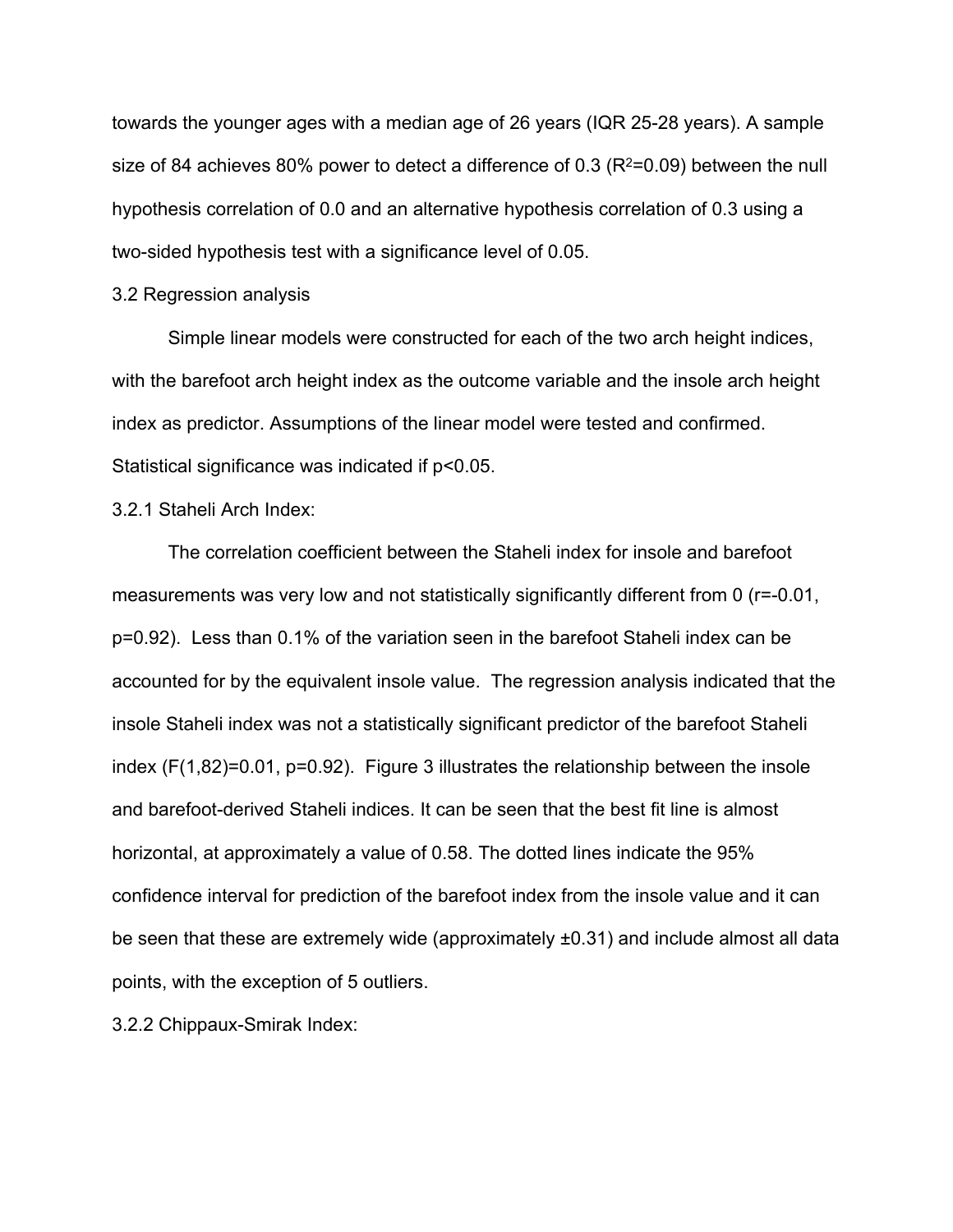towards the younger ages with a median age of 26 years (IQR 25-28 years). A sample size of 84 achieves 80% power to detect a difference of 0.3 ($R^2$=0.09) between the null hypothesis correlation of 0.0 and an alternative hypothesis correlation of 0.3 using a two-sided hypothesis test with a significance level of 0.05.

### 3.2 Regression analysis

Simple linear models were constructed for each of the two arch height indices, with the barefoot arch height index as the outcome variable and the insole arch height index as predictor. Assumptions of the linear model were tested and confirmed. Statistical significance was indicated if $p<0.05$.

#### 3.2.1 Staheli Arch Index:

The correlation coefficient between the Staheli index for insole and barefoot measurements was very low and not statistically significantly different from 0 ($r=-0.01$, $p=0.92$). Less than 0.1% of the variation seen in the barefoot Staheli index can be accounted for by the equivalent insole value. The regression analysis indicated that the insole Staheli index was not a statistically significant predictor of the barefoot Staheli index ($F(1,82)=0.01$, $p=0.92$). Figure 3 illustrates the relationship between the insole and barefoot-derived Staheli indices. It can be seen that the best fit line is almost horizontal, at approximately a value of 0.58. The dotted lines indicate the 95% confidence interval for prediction of the barefoot index from the insole value and it can be seen that these are extremely wide (approximately ±0.31) and include almost all data points, with the exception of 5 outliers.

#### 3.2.2 Chippaux-Smirak Index: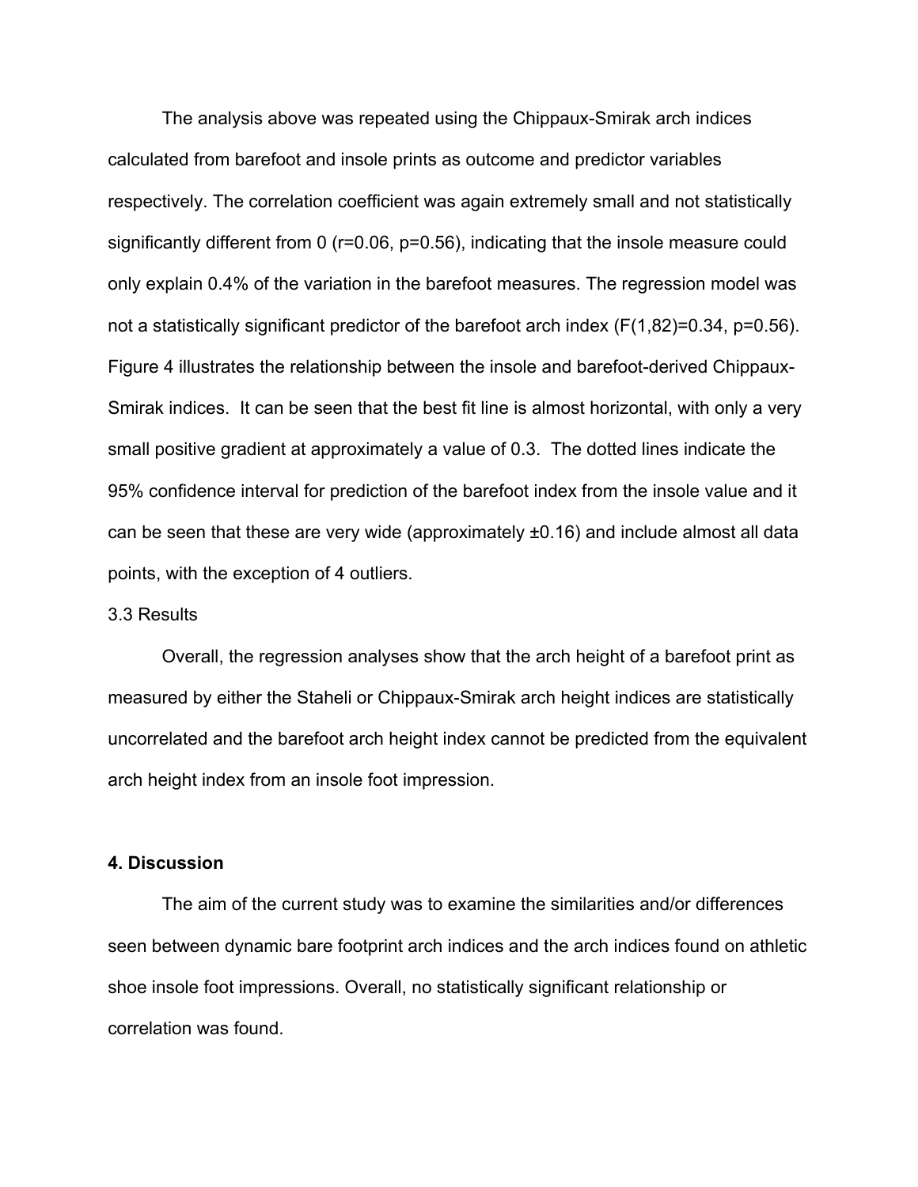The analysis above was repeated using the Chippaux-Smirak arch indices calculated from barefoot and insole prints as outcome and predictor variables respectively. The correlation coefficient was again extremely small and not statistically significantly different from 0 ($r=0.06$, $p=0.56$), indicating that the insole measure could only explain 0.4% of the variation in the barefoot measures. The regression model was not a statistically significant predictor of the barefoot arch index ($F(1,82)=0.34$, $p=0.56$). Figure 4 illustrates the relationship between the insole and barefoot-derived Chippaux-Smirak indices. It can be seen that the best fit line is almost horizontal, with only a very small positive gradient at approximately a value of 0.3. The dotted lines indicate the 95% confidence interval for prediction of the barefoot index from the insole value and it can be seen that these are very wide (approximately ±0.16) and include almost all data points, with the exception of 4 outliers.

3.3 Results

Overall, the regression analyses show that the arch height of a barefoot print as measured by either the Staheli or Chippaux-Smirak arch height indices are statistically uncorrelated and the barefoot arch height index cannot be predicted from the equivalent arch height index from an insole foot impression.

## 4. Discussion

The aim of the current study was to examine the similarities and/or differences seen between dynamic bare footprint arch indices and the arch indices found on athletic shoe insole foot impressions. Overall, no statistically significant relationship or correlation was found.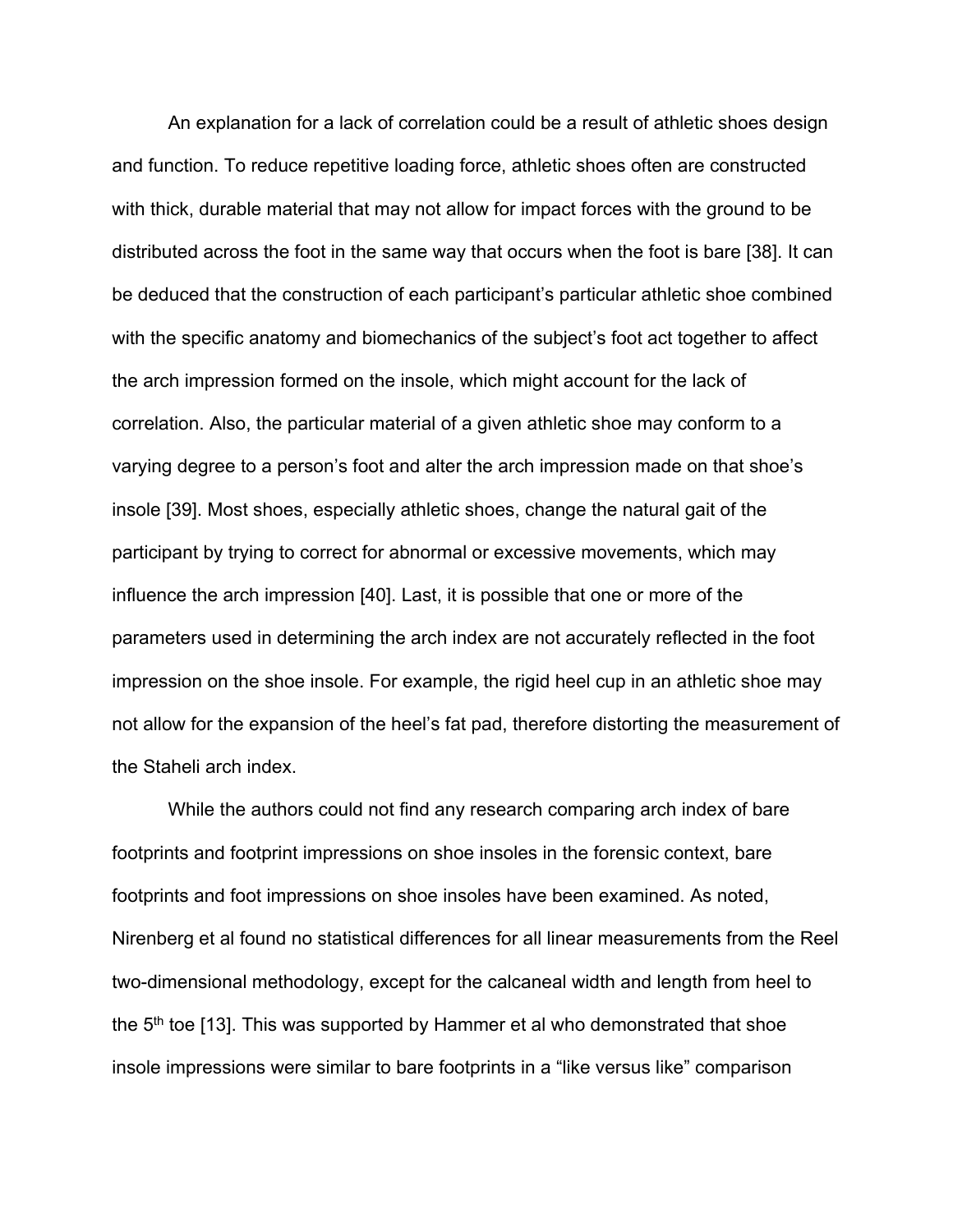An explanation for a lack of correlation could be a result of athletic shoes design and function. To reduce repetitive loading force, athletic shoes often are constructed with thick, durable material that may not allow for impact forces with the ground to be distributed across the foot in the same way that occurs when the foot is bare [38]. It can be deduced that the construction of each participant's particular athletic shoe combined with the specific anatomy and biomechanics of the subject's foot act together to affect the arch impression formed on the insole, which might account for the lack of correlation. Also, the particular material of a given athletic shoe may conform to a varying degree to a person's foot and alter the arch impression made on that shoe's insole [39]. Most shoes, especially athletic shoes, change the natural gait of the participant by trying to correct for abnormal or excessive movements, which may influence the arch impression [40]. Last, it is possible that one or more of the parameters used in determining the arch index are not accurately reflected in the foot impression on the shoe insole. For example, the rigid heel cup in an athletic shoe may not allow for the expansion of the heel's fat pad, therefore distorting the measurement of the Staheli arch index.

While the authors could not find any research comparing arch index of bare footprints and footprint impressions on shoe insoles in the forensic context, bare footprints and foot impressions on shoe insoles have been examined. As noted, Nirenberg et al found no statistical differences for all linear measurements from the Reel two-dimensional methodology, except for the calcaneal width and length from heel to the 5th toe [13]. This was supported by Hammer et al who demonstrated that shoe insole impressions were similar to bare footprints in a "like versus like" comparison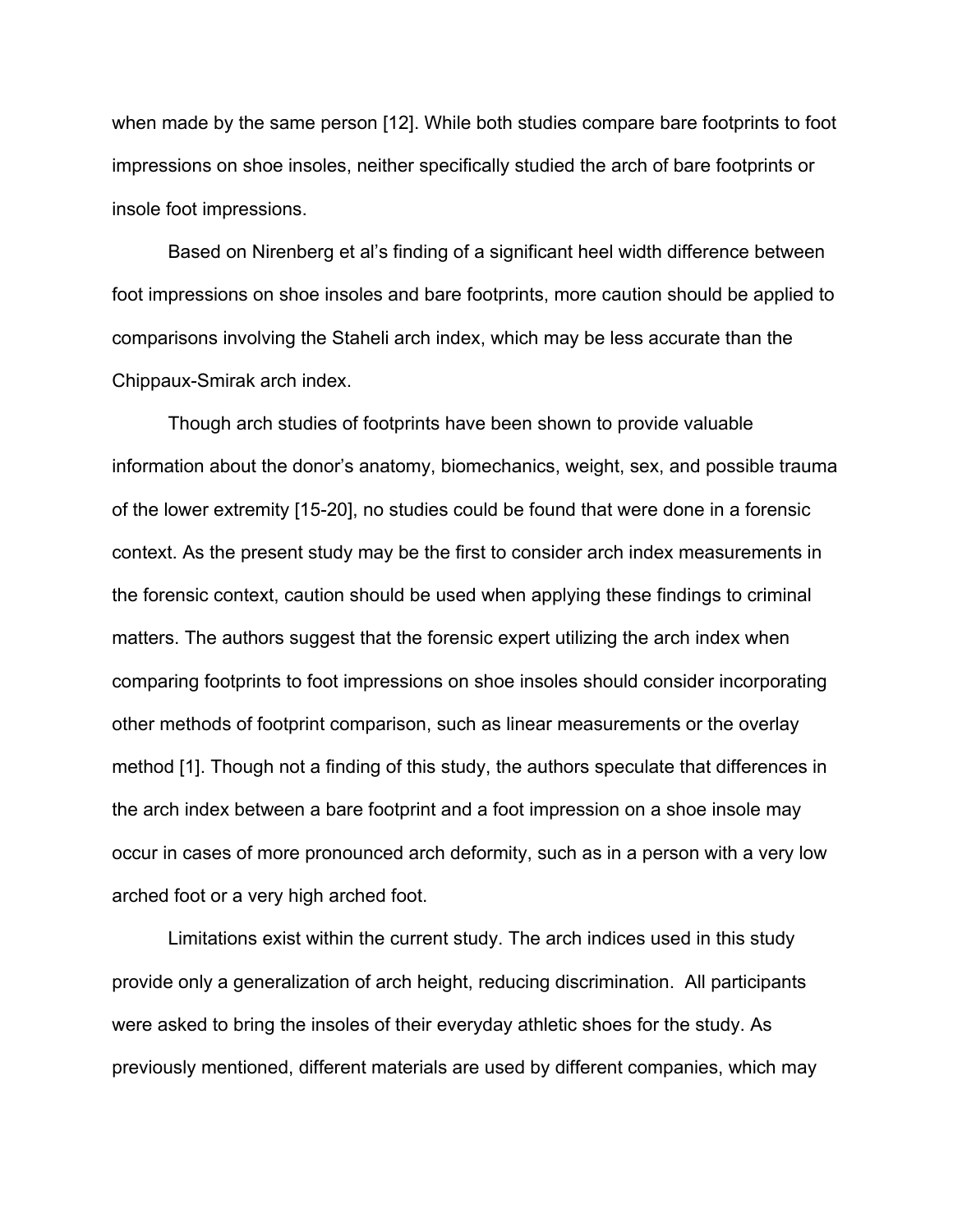when made by the same person [12]. While both studies compare bare footprints to foot impressions on shoe insoles, neither specifically studied the arch of bare footprints or insole foot impressions.

Based on Nirenberg et al's finding of a significant heel width difference between foot impressions on shoe insoles and bare footprints, more caution should be applied to comparisons involving the Staheli arch index, which may be less accurate than the Chippaux-Smirak arch index.

Though arch studies of footprints have been shown to provide valuable information about the donor's anatomy, biomechanics, weight, sex, and possible trauma of the lower extremity [15-20], no studies could be found that were done in a forensic context. As the present study may be the first to consider arch index measurements in the forensic context, caution should be used when applying these findings to criminal matters. The authors suggest that the forensic expert utilizing the arch index when comparing footprints to foot impressions on shoe insoles should consider incorporating other methods of footprint comparison, such as linear measurements or the overlay method [1]. Though not a finding of this study, the authors speculate that differences in the arch index between a bare footprint and a foot impression on a shoe insole may occur in cases of more pronounced arch deformity, such as in a person with a very low arched foot or a very high arched foot.

Limitations exist within the current study. The arch indices used in this study provide only a generalization of arch height, reducing discrimination. All participants were asked to bring the insoles of their everyday athletic shoes for the study. As previously mentioned, different materials are used by different companies, which may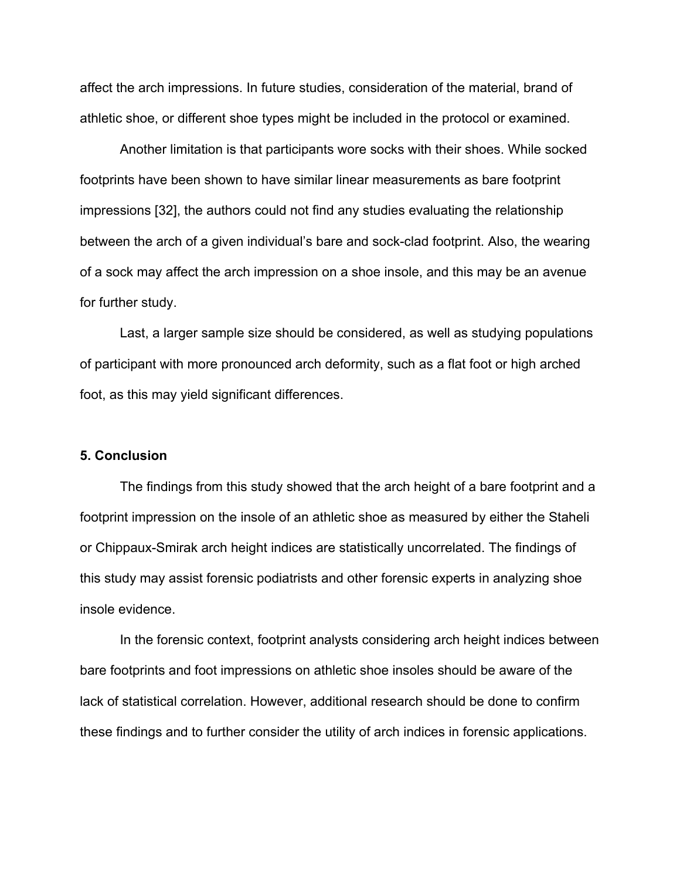affect the arch impressions. In future studies, consideration of the material, brand of athletic shoe, or different shoe types might be included in the protocol or examined.

Another limitation is that participants wore socks with their shoes. While socked footprints have been shown to have similar linear measurements as bare footprint impressions [32], the authors could not find any studies evaluating the relationship between the arch of a given individual's bare and sock-clad footprint. Also, the wearing of a sock may affect the arch impression on a shoe insole, and this may be an avenue for further study.

Last, a larger sample size should be considered, as well as studying populations of participant with more pronounced arch deformity, such as a flat foot or high arched foot, as this may yield significant differences.

## 5. Conclusion

The findings from this study showed that the arch height of a bare footprint and a footprint impression on the insole of an athletic shoe as measured by either the Staheli or Chippaux-Smirak arch height indices are statistically uncorrelated. The findings of this study may assist forensic podiatrists and other forensic experts in analyzing shoe insole evidence.

In the forensic context, footprint analysts considering arch height indices between bare footprints and foot impressions on athletic shoe insoles should be aware of the lack of statistical correlation. However, additional research should be done to confirm these findings and to further consider the utility of arch indices in forensic applications.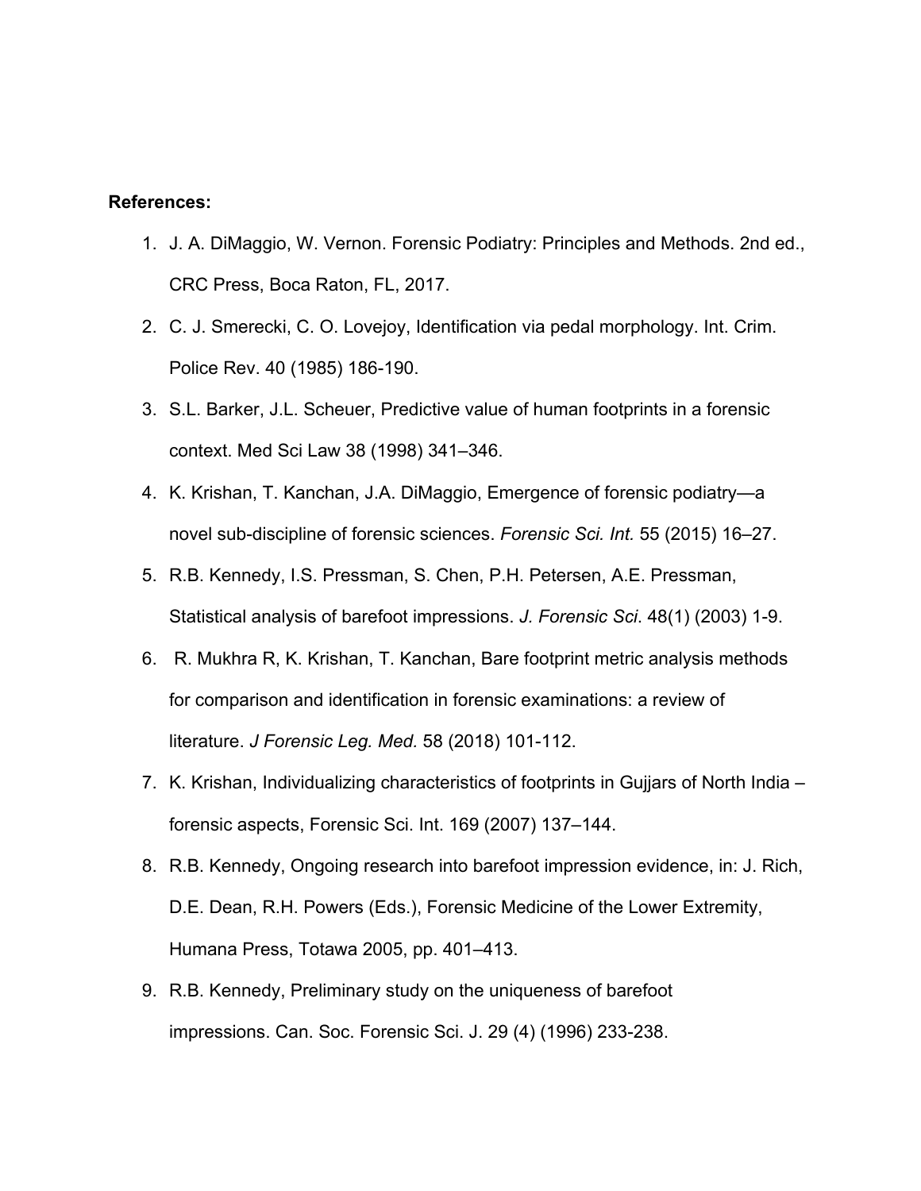**References:**

1. J. A. DiMaggio, W. Vernon. Forensic Podiatry: Principles and Methods. 2nd ed., CRC Press, Boca Raton, FL, 2017.
2. C. J. Smerecki, C. O. Lovejoy, Identification via pedal morphology. Int. Crim. Police Rev. 40 (1985) 186-190.
3. S.L. Barker, J.L. Scheuer, Predictive value of human footprints in a forensic context. Med Sci Law 38 (1998) 341–346.
4. K. Krishan, T. Kanchan, J.A. DiMaggio, Emergence of forensic podiatry—a novel sub-discipline of forensic sciences. *Forensic Sci. Int.* 55 (2015) 16–27.
5. R.B. Kennedy, I.S. Pressman, S. Chen, P.H. Petersen, A.E. Pressman, Statistical analysis of barefoot impressions. *J. Forensic Sci*. 48(1) (2003) 1-9.
6. R. Mukhra R, K. Krishan, T. Kanchan, Bare footprint metric analysis methods for comparison and identification in forensic examinations: a review of literature. *J Forensic Leg. Med.* 58 (2018) 101-112.
7. K. Krishan, Individualizing characteristics of footprints in Gujjars of North India – forensic aspects, Forensic Sci. Int. 169 (2007) 137–144.
8. R.B. Kennedy, Ongoing research into barefoot impression evidence, in: J. Rich, D.E. Dean, R.H. Powers (Eds.), Forensic Medicine of the Lower Extremity, Humana Press, Totawa 2005, pp. 401–413.
9. R.B. Kennedy, Preliminary study on the uniqueness of barefoot impressions. Can. Soc. Forensic Sci. J. 29 (4) (1996) 233-238.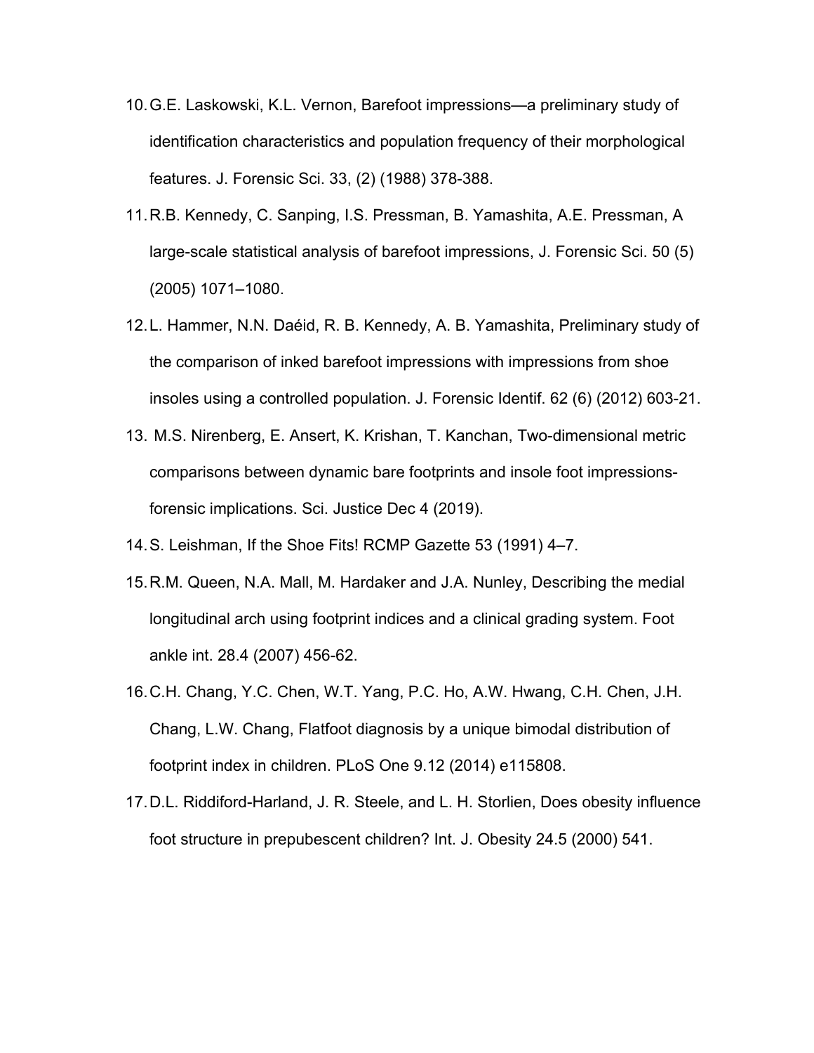10. G.E. Laskowski, K.L. Vernon, Barefoot impressions—a preliminary study of identification characteristics and population frequency of their morphological features. J. Forensic Sci. 33, (2) (1988) 378-388.
11. R.B. Kennedy, C. Sanping, I.S. Pressman, B. Yamashita, A.E. Pressman, A large-scale statistical analysis of barefoot impressions, J. Forensic Sci. 50 (5) (2005) 1071–1080.
12. L. Hammer, N.N. Daéid, R. B. Kennedy, A. B. Yamashita, Preliminary study of the comparison of inked barefoot impressions with impressions from shoe insoles using a controlled population. J. Forensic Identif. 62 (6) (2012) 603-21.
13. M.S. Nirenberg, E. Ansert, K. Krishan, T. Kanchan, Two-dimensional metric comparisons between dynamic bare footprints and insole foot impressions-forensic implications. Sci. Justice Dec 4 (2019).
14. S. Leishman, If the Shoe Fits! RCMP Gazette 53 (1991) 4–7.
15. R.M. Queen, N.A. Mall, M. Hardaker and J.A. Nunley, Describing the medial longitudinal arch using footprint indices and a clinical grading system. Foot ankle int. 28.4 (2007) 456-62.
16. C.H. Chang, Y.C. Chen, W.T. Yang, P.C. Ho, A.W. Hwang, C.H. Chen, J.H. Chang, L.W. Chang, Flatfoot diagnosis by a unique bimodal distribution of footprint index in children. PLoS One 9.12 (2014) e115808.
17. D.L. Riddiford-Harland, J. R. Steele, and L. H. Storlien, Does obesity influence foot structure in prepubescent children? Int. J. Obesity 24.5 (2000) 541.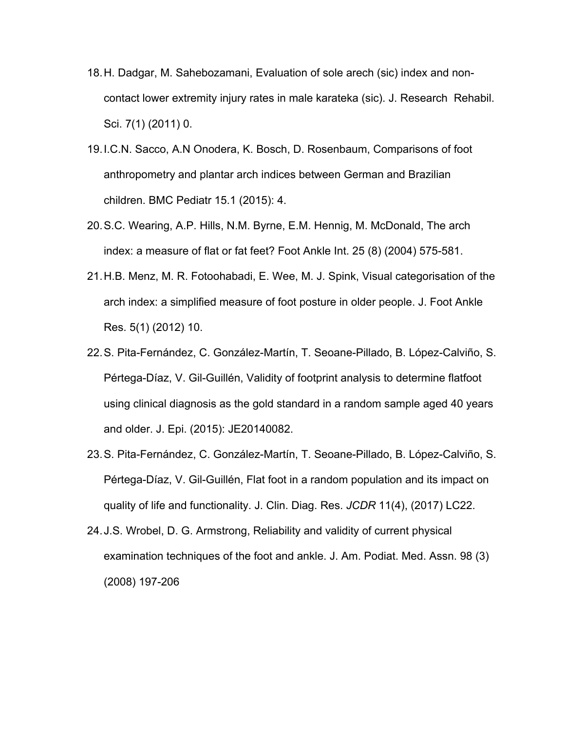18. H. Dadgar, M. Sahebozamani, Evaluation of sole arech (sic) index and non-contact lower extremity injury rates in male karateka (sic). J. Research Rehabil. Sci. 7(1) (2011) 0.
19. I.C.N. Sacco, A.N Onodera, K. Bosch, D. Rosenbaum, Comparisons of foot anthropometry and plantar arch indices between German and Brazilian children. BMC Pediatr 15.1 (2015): 4.
20. S.C. Wearing, A.P. Hills, N.M. Byrne, E.M. Hennig, M. McDonald, The arch index: a measure of flat or fat feet? Foot Ankle Int. 25 (8) (2004) 575-581.
21. H.B. Menz, M. R. Fotoohabadi, E. Wee, M. J. Spink, Visual categorisation of the arch index: a simplified measure of foot posture in older people. J. Foot Ankle Res. 5(1) (2012) 10.
22. S. Pita-Fernández, C. González-Martín, T. Seoane-Pillado, B. López-Calviño, S. Pértega-Díaz, V. Gil-Guillén, Validity of footprint analysis to determine flatfoot using clinical diagnosis as the gold standard in a random sample aged 40 years and older. J. Epi. (2015): JE20140082.
23. S. Pita-Fernández, C. González-Martín, T. Seoane-Pillado, B. López-Calviño, S. Pértega-Díaz, V. Gil-Guillén, Flat foot in a random population and its impact on quality of life and functionality. J. Clin. Diag. Res. *JCDR* 11(4), (2017) LC22.
24. J.S. Wrobel, D. G. Armstrong, Reliability and validity of current physical examination techniques of the foot and ankle. J. Am. Podiat. Med. Assn. 98 (3) (2008) 197-206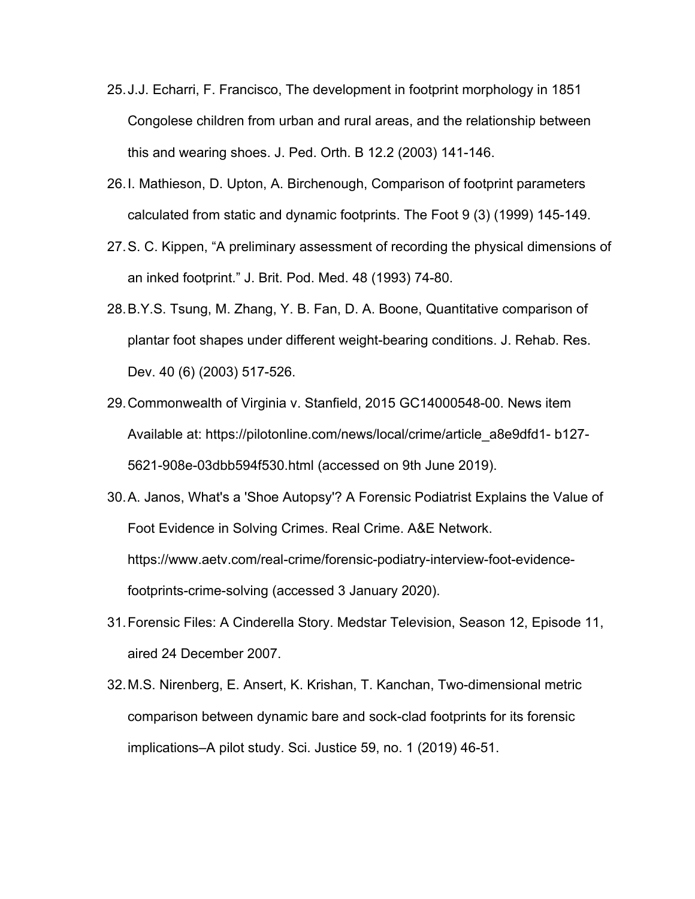25. J.J. Echarri, F. Francisco, The development in footprint morphology in 1851 Congolese children from urban and rural areas, and the relationship between this and wearing shoes. J. Ped. Orth. B 12.2 (2003) 141-146.
26. I. Mathieson, D. Upton, A. Birchenough, Comparison of footprint parameters calculated from static and dynamic footprints. The Foot 9 (3) (1999) 145-149.
27. S. C. Kippen, “A preliminary assessment of recording the physical dimensions of an inked footprint.” J. Brit. Pod. Med. 48 (1993) 74-80.
28. B.Y.S. Tsung, M. Zhang, Y. B. Fan, D. A. Boone, Quantitative comparison of plantar foot shapes under different weight-bearing conditions. J. Rehab. Res. Dev. 40 (6) (2003) 517-526.
29. Commonwealth of Virginia v. Stanfield, 2015 GC14000548-00. News item Available at: https://pilotonline.com/news/local/crime/article_a8e9dfd1- b127-5621-908e-03dbb594f530.html (accessed on 9th June 2019).
30. A. Janos, What's a 'Shoe Autopsy'? A Forensic Podiatrist Explains the Value of Foot Evidence in Solving Crimes. Real Crime. A&E Network. https://www.aetv.com/real-crime/forensic-podiatry-interview-foot-evidence-footprints-crime-solving (accessed 3 January 2020).
31. Forensic Files: A Cinderella Story. Medstar Television, Season 12, Episode 11, aired 24 December 2007.
32. M.S. Nirenberg, E. Ansert, K. Krishan, T. Kanchan, Two-dimensional metric comparison between dynamic bare and sock-clad footprints for its forensic implications–A pilot study. Sci. Justice 59, no. 1 (2019) 46-51.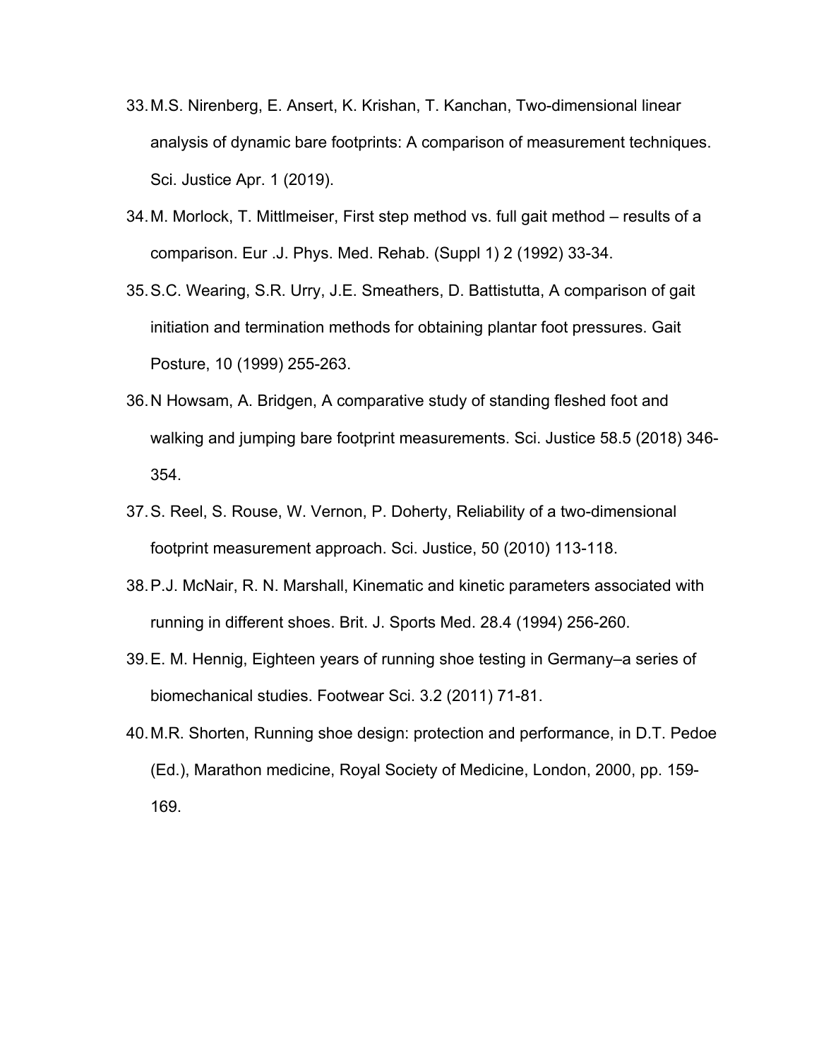33. M.S. Nirenberg, E. Ansert, K. Krishan, T. Kanchan, Two-dimensional linear analysis of dynamic bare footprints: A comparison of measurement techniques. Sci. Justice Apr. 1 (2019).
34. M. Morlock, T. Mittlmeiser, First step method vs. full gait method – results of a comparison. Eur .J. Phys. Med. Rehab. (Suppl 1) 2 (1992) 33-34.
35. S.C. Wearing, S.R. Urry, J.E. Smeathers, D. Battistutta, A comparison of gait initiation and termination methods for obtaining plantar foot pressures. Gait Posture, 10 (1999) 255-263.
36. N Howsam, A. Bridgen, A comparative study of standing fleshed foot and walking and jumping bare footprint measurements. Sci. Justice 58.5 (2018) 346-354.
37. S. Reel, S. Rouse, W. Vernon, P. Doherty, Reliability of a two-dimensional footprint measurement approach. Sci. Justice, 50 (2010) 113-118.
38. P.J. McNair, R. N. Marshall, Kinematic and kinetic parameters associated with running in different shoes. Brit. J. Sports Med. 28.4 (1994) 256-260.
39. E. M. Hennig, Eighteen years of running shoe testing in Germany–a series of biomechanical studies. Footwear Sci. 3.2 (2011) 71-81.
40. M.R. Shorten, Running shoe design: protection and performance, in D.T. Pedoe (Ed.), Marathon medicine, Royal Society of Medicine, London, 2000, pp. 159-169.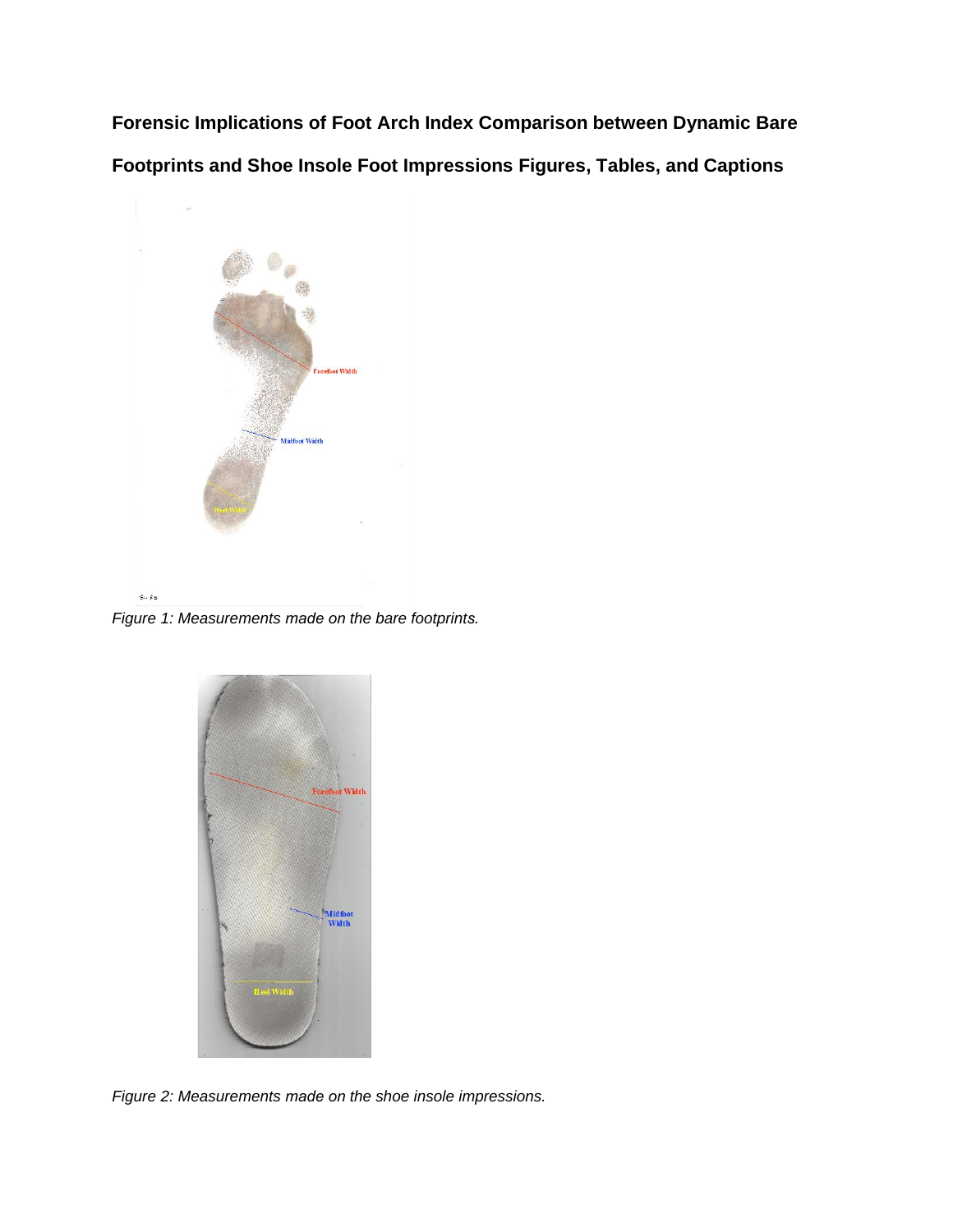**Forensic Implications of Foot Arch Index Comparison between Dynamic Bare Footprints and Shoe Insole Foot Impressions Figures, Tables, and Captions**

*Figure 1: Measurements made on the bare footprints.*

*Figure 2: Measurements made on the shoe insole impressions.*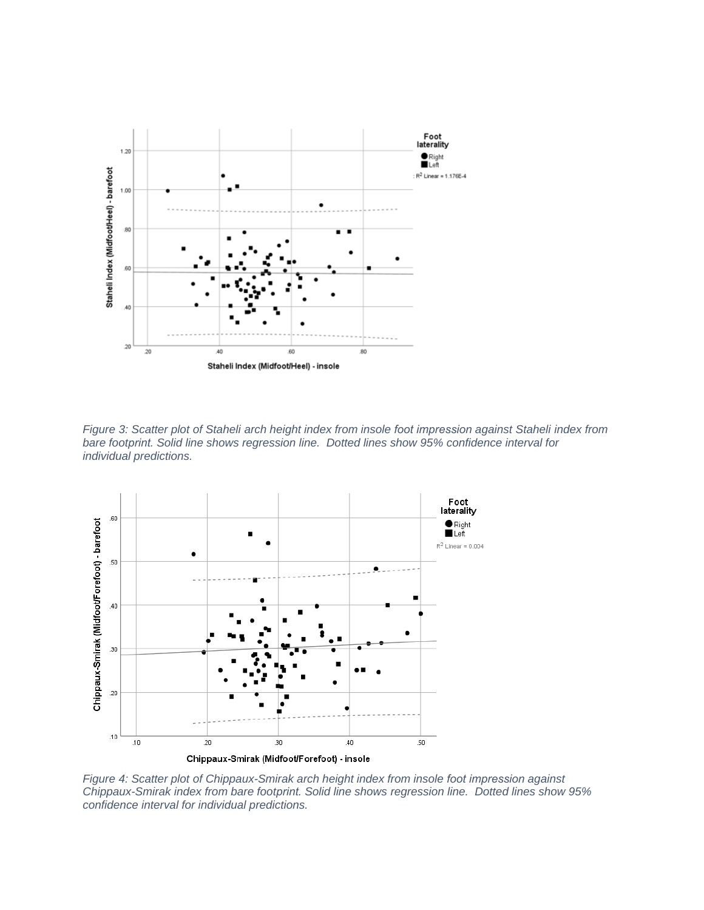*Figure 3: Scatter plot of Staheli arch height index from insole foot impression against Staheli index from bare footprint. Solid line shows regression line. Dotted lines show 95% confidence interval for individual predictions.*

*Figure 4: Scatter plot of Chippaux-Smirak arch height index from insole foot impression against Chippaux-Smirak index from bare footprint. Solid line shows regression line. Dotted lines show 95% confidence interval for individual predictions.*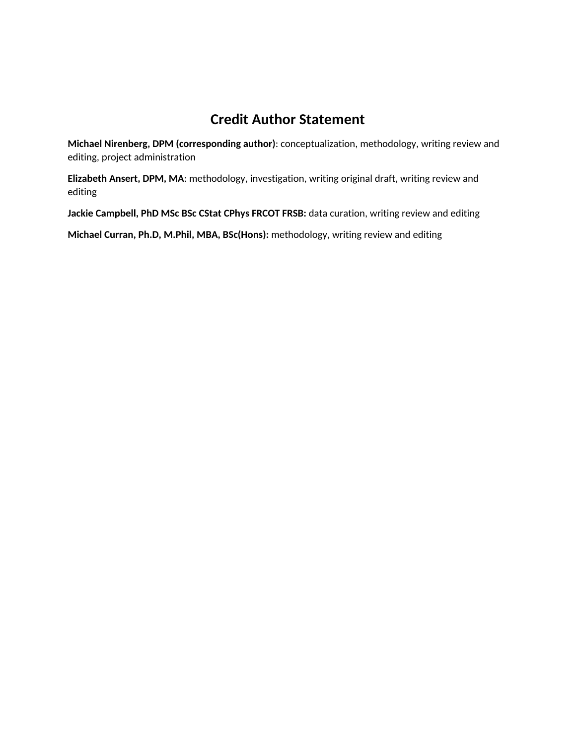# Credit Author Statement

**Michael Nirenberg, DPM (corresponding author)**: conceptualization, methodology, writing review and editing, project administration

**Elizabeth Ansert, DPM, MA**: methodology, investigation, writing original draft, writing review and editing

**Jackie Campbell, PhD MSc BSc CStat CPhys FRCOT FRSB:** data curation, writing review and editing

**Michael Curran, Ph.D, M.Phil, MBA, BSc(Hons):** methodology, writing review and editing